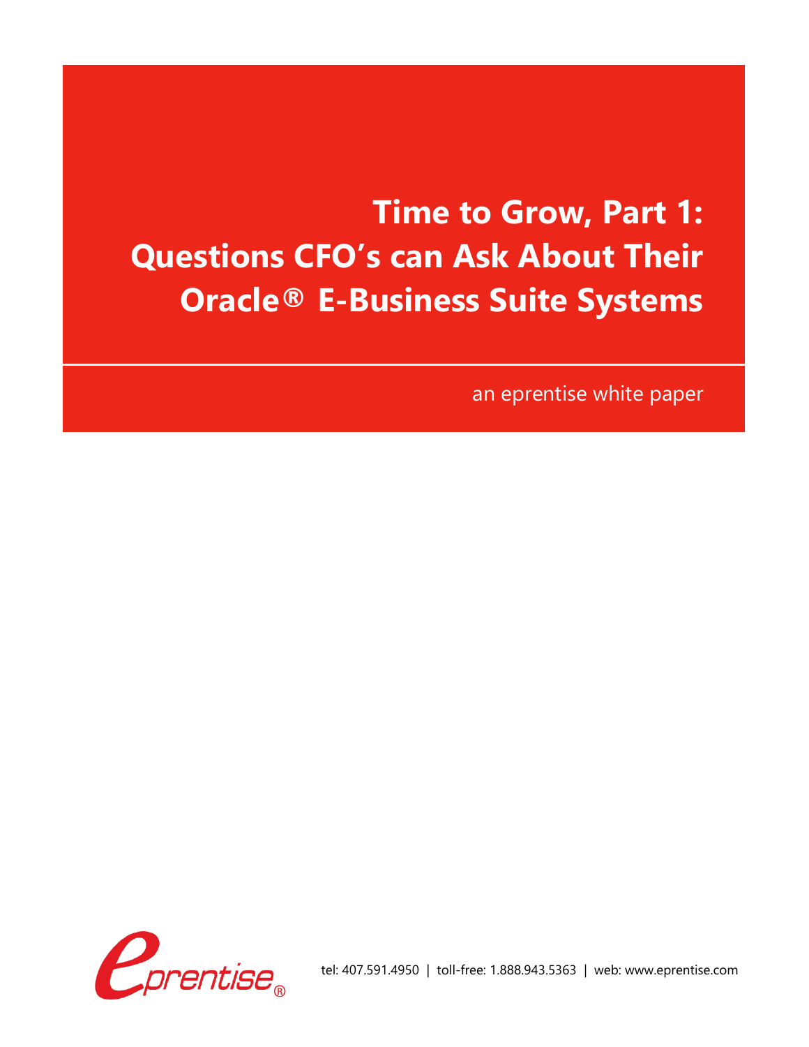# Time to Grow, Part 1: Questions CFO's can Ask About Their Oracle® E-Business Suite Systems

an eprentise white paper

eprentise®

tel: 407.591.4950 | toll-free: 1.888.943.5363 | web: www.eprentise.com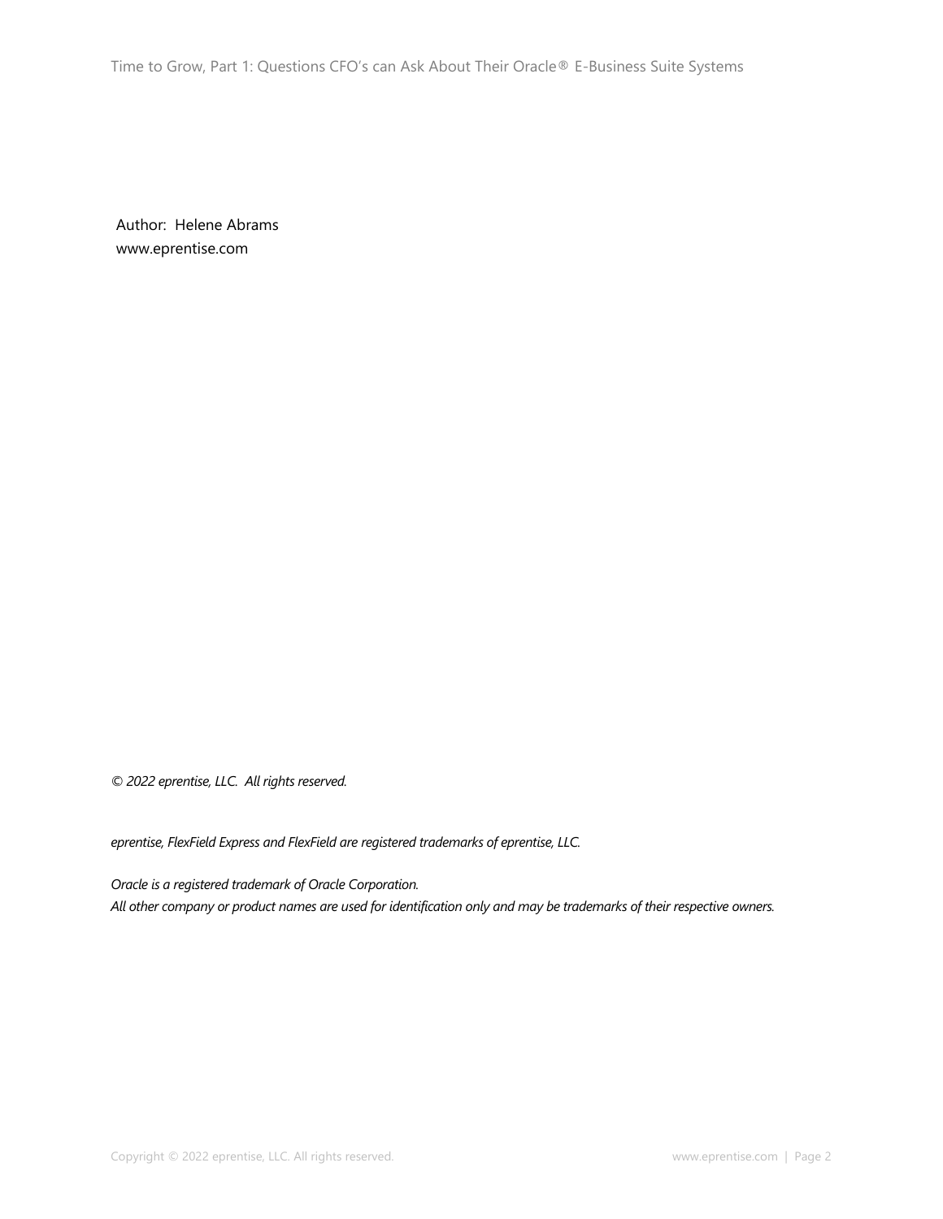Author: Helene Abrams
www.eprentise.com

*© 2022 eprentise, LLC. All rights reserved.*

*eprentise, FlexField Express and FlexField are registered trademarks of eprentise, LLC.*

*Oracle is a registered trademark of Oracle Corporation.*
*All other company or product names are used for identification only and may be trademarks of their respective owners.*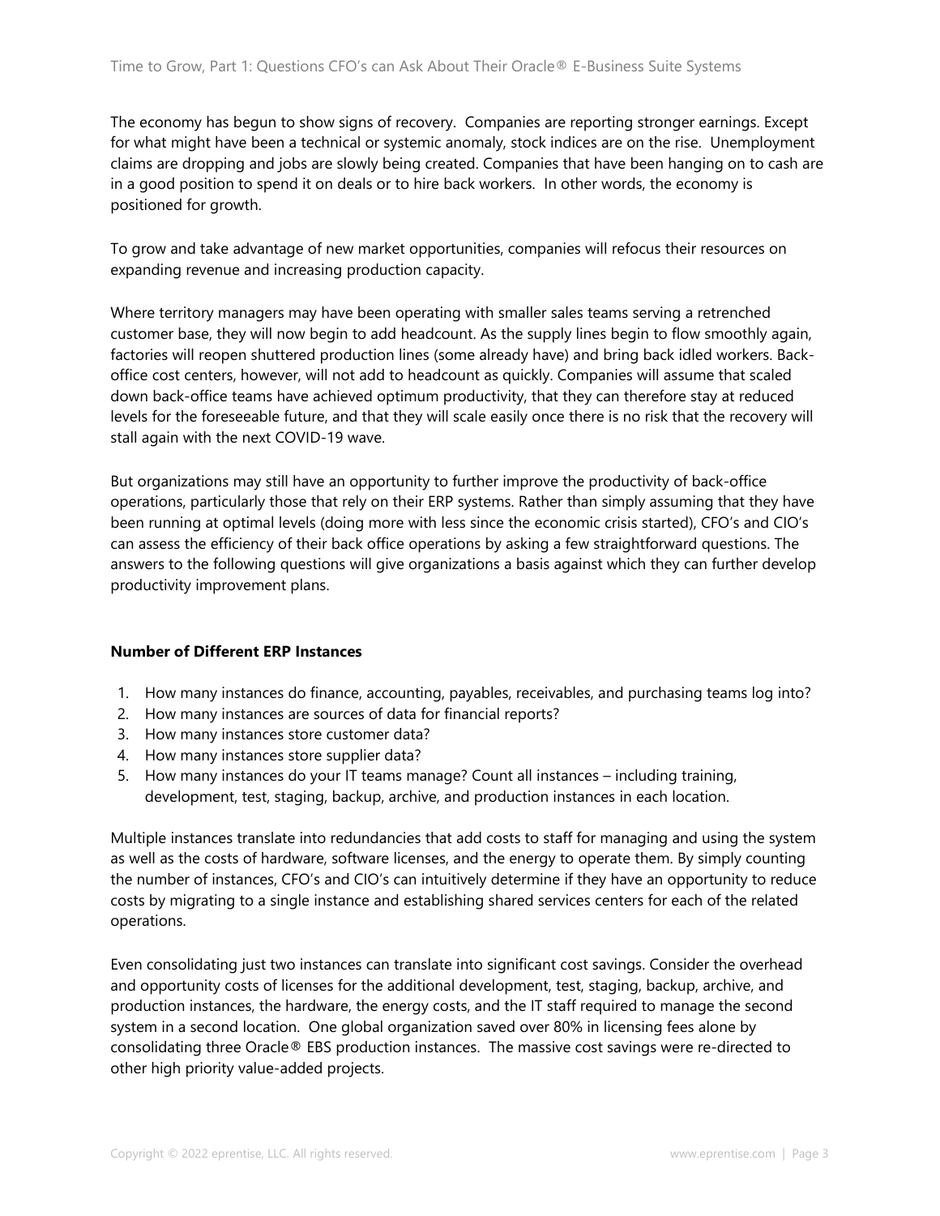The economy has begun to show signs of recovery. Companies are reporting stronger earnings. Except for what might have been a technical or systemic anomaly, stock indices are on the rise. Unemployment claims are dropping and jobs are slowly being created. Companies that have been hanging on to cash are in a good position to spend it on deals or to hire back workers. In other words, the economy is positioned for growth.

To grow and take advantage of new market opportunities, companies will refocus their resources on expanding revenue and increasing production capacity.

Where territory managers may have been operating with smaller sales teams serving a retrenched customer base, they will now begin to add headcount. As the supply lines begin to flow smoothly again, factories will reopen shuttered production lines (some already have) and bring back idled workers. Back-office cost centers, however, will not add to headcount as quickly. Companies will assume that scaled down back-office teams have achieved optimum productivity, that they can therefore stay at reduced levels for the foreseeable future, and that they will scale easily once there is no risk that the recovery will stall again with the next COVID-19 wave.

But organizations may still have an opportunity to further improve the productivity of back-office operations, particularly those that rely on their ERP systems. Rather than simply assuming that they have been running at optimal levels (doing more with less since the economic crisis started), CFO's and CIO's can assess the efficiency of their back office operations by asking a few straightforward questions. The answers to the following questions will give organizations a basis against which they can further develop productivity improvement plans.

**Number of Different ERP Instances**

1. How many instances do finance, accounting, payables, receivables, and purchasing teams log into?
2. How many instances are sources of data for financial reports?
3. How many instances store customer data?
4. How many instances store supplier data?
5. How many instances do your IT teams manage? Count all instances – including training, development, test, staging, backup, archive, and production instances in each location.

Multiple instances translate into redundancies that add costs to staff for managing and using the system as well as the costs of hardware, software licenses, and the energy to operate them. By simply counting the number of instances, CFO's and CIO's can intuitively determine if they have an opportunity to reduce costs by migrating to a single instance and establishing shared services centers for each of the related operations.

Even consolidating just two instances can translate into significant cost savings. Consider the overhead and opportunity costs of licenses for the additional development, test, staging, backup, archive, and production instances, the hardware, the energy costs, and the IT staff required to manage the second system in a second location. One global organization saved over 80% in licensing fees alone by consolidating three Oracle® EBS production instances. The massive cost savings were re-directed to other high priority value-added projects.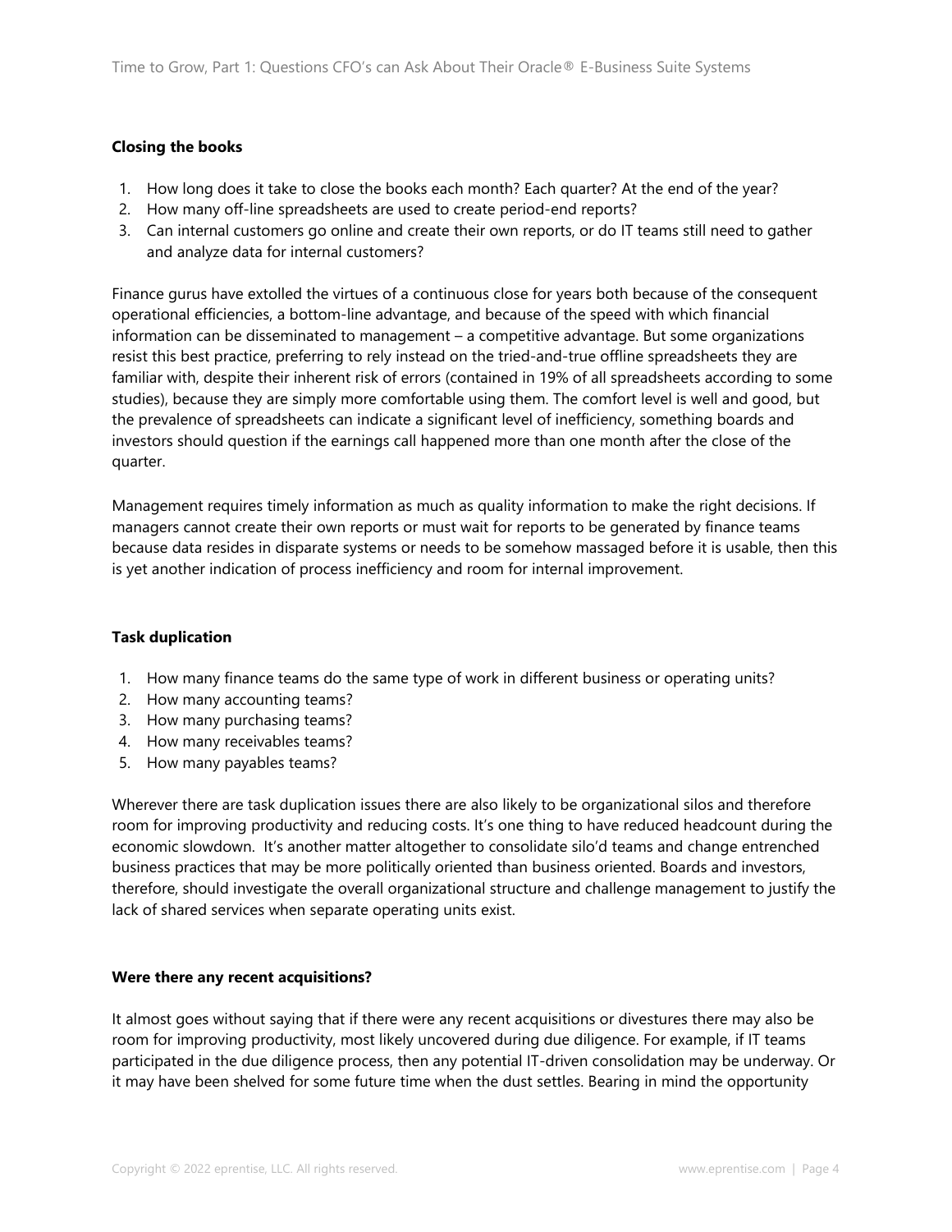**Closing the books**

1. How long does it take to close the books each month? Each quarter? At the end of the year?
2. How many off-line spreadsheets are used to create period-end reports?
3. Can internal customers go online and create their own reports, or do IT teams still need to gather and analyze data for internal customers?

Finance gurus have extolled the virtues of a continuous close for years both because of the consequent operational efficiencies, a bottom-line advantage, and because of the speed with which financial information can be disseminated to management – a competitive advantage. But some organizations resist this best practice, preferring to rely instead on the tried-and-true offline spreadsheets they are familiar with, despite their inherent risk of errors (contained in 19% of all spreadsheets according to some studies), because they are simply more comfortable using them. The comfort level is well and good, but the prevalence of spreadsheets can indicate a significant level of inefficiency, something boards and investors should question if the earnings call happened more than one month after the close of the quarter.

Management requires timely information as much as quality information to make the right decisions. If managers cannot create their own reports or must wait for reports to be generated by finance teams because data resides in disparate systems or needs to be somehow massaged before it is usable, then this is yet another indication of process inefficiency and room for internal improvement.

**Task duplication**

1. How many finance teams do the same type of work in different business or operating units?
2. How many accounting teams?
3. How many purchasing teams?
4. How many receivables teams?
5. How many payables teams?

Wherever there are task duplication issues there are also likely to be organizational silos and therefore room for improving productivity and reducing costs. It's one thing to have reduced headcount during the economic slowdown. It's another matter altogether to consolidate silo'd teams and change entrenched business practices that may be more politically oriented than business oriented. Boards and investors, therefore, should investigate the overall organizational structure and challenge management to justify the lack of shared services when separate operating units exist.

**Were there any recent acquisitions?**

It almost goes without saying that if there were any recent acquisitions or divestures there may also be room for improving productivity, most likely uncovered during due diligence. For example, if IT teams participated in the due diligence process, then any potential IT-driven consolidation may be underway. Or it may have been shelved for some future time when the dust settles. Bearing in mind the opportunity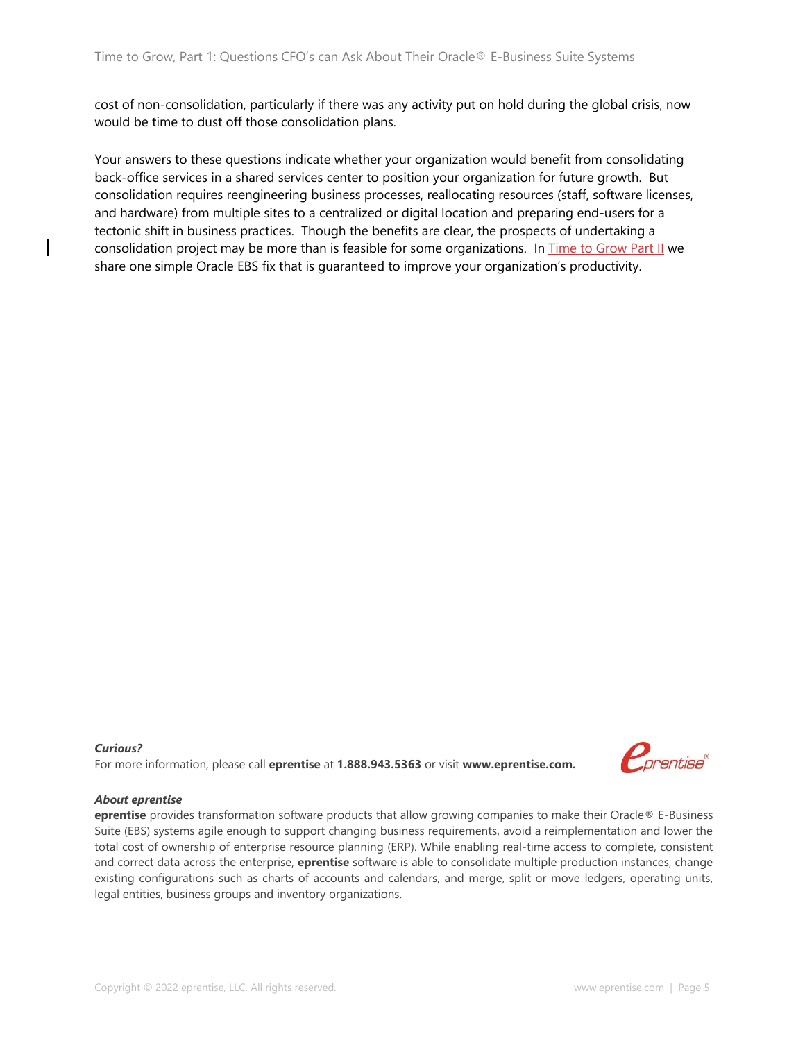cost of non-consolidation, particularly if there was any activity put on hold during the global crisis, now would be time to dust off those consolidation plans.

Your answers to these questions indicate whether your organization would benefit from consolidating back-office services in a shared services center to position your organization for future growth. But consolidation requires reengineering business processes, reallocating resources (staff, software licenses, and hardware) from multiple sites to a centralized or digital location and preparing end-users for a tectonic shift in business practices. Though the benefits are clear, the prospects of undertaking a consolidation project may be more than is feasible for some organizations. In Time to Grow Part II we share one simple Oracle EBS fix that is guaranteed to improve your organization's productivity.

---

***Curious?***

For more information, please call **eprentise** at **1.888.943.5363** or visit **www.eprentise.com.**

***About eprentise***

**eprentise** provides transformation software products that allow growing companies to make their Oracle® E-Business Suite (EBS) systems agile enough to support changing business requirements, avoid a reimplementation and lower the total cost of ownership of enterprise resource planning (ERP). While enabling real-time access to complete, consistent and correct data across the enterprise, **eprentise** software is able to consolidate multiple production instances, change existing configurations such as charts of accounts and calendars, and merge, split or move ledgers, operating units, legal entities, business groups and inventory organizations.

Copyright © 2022 eprentise, LLC. All rights reserved.